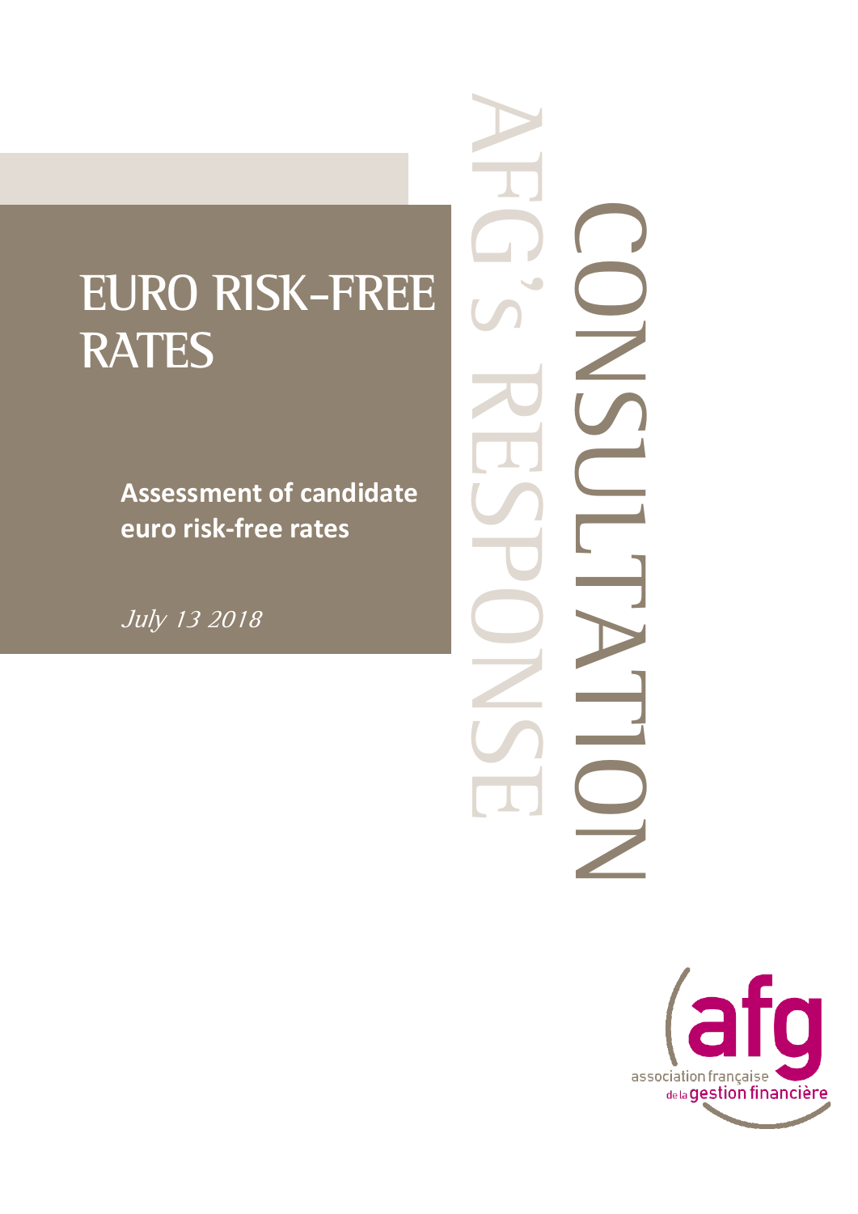# EURO RISK-FREE RATES

**Assessment of candidate euro risk-free rates**

*July 13 2018*

CONSULTATION

AFG's RESPONSE

afg

association française de la gestion financière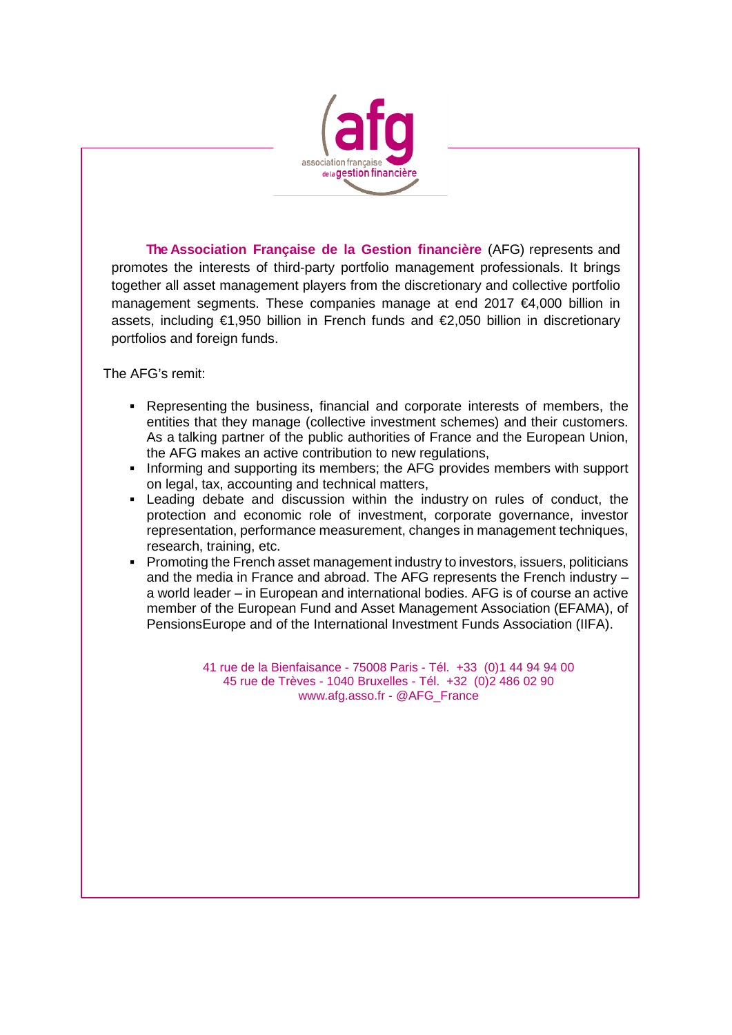**The Association Française de la Gestion financière** (AFG) represents and promotes the interests of third-party portfolio management professionals. It brings together all asset management players from the discretionary and collective portfolio management segments. These companies manage at end 2017 €4,000 billion in assets, including €1,950 billion in French funds and €2,050 billion in discretionary portfolios and foreign funds.

The AFG's remit:

- Representing the business, financial and corporate interests of members, the entities that they manage (collective investment schemes) and their customers. As a talking partner of the public authorities of France and the European Union, the AFG makes an active contribution to new regulations,
- Informing and supporting its members; the AFG provides members with support on legal, tax, accounting and technical matters,
- Leading debate and discussion within the industry on rules of conduct, the protection and economic role of investment, corporate governance, investor representation, performance measurement, changes in management techniques, research, training, etc.
- Promoting the French asset management industry to investors, issuers, politicians and the media in France and abroad. The AFG represents the French industry – a world leader – in European and international bodies. AFG is of course an active member of the European Fund and Asset Management Association (EFAMA), of PensionsEurope and of the International Investment Funds Association (IIFA).

41 rue de la Bienfaisance - 75008 Paris - Tél. +33 (0)1 44 94 94 00
45 rue de Trèves - 1040 Bruxelles - Tél. +32 (0)2 486 02 90
www.afg.asso.fr - @AFG_France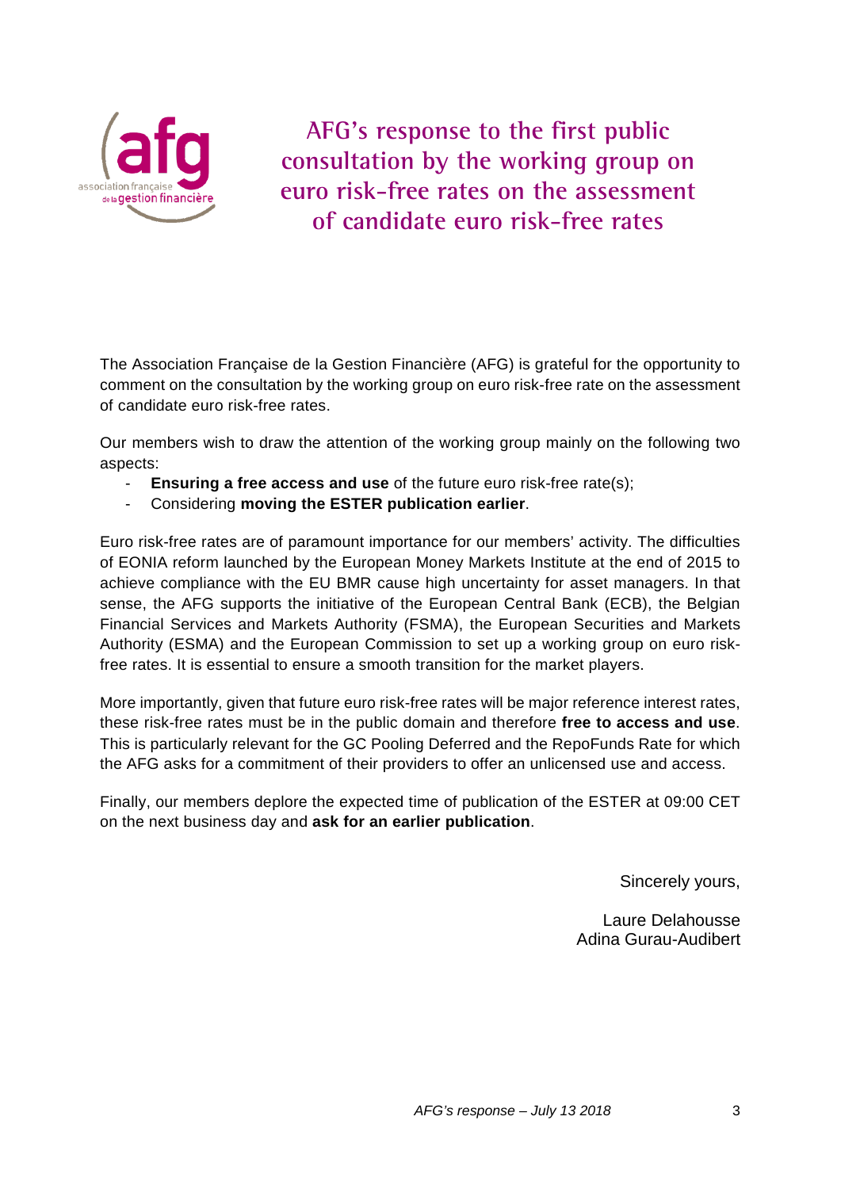# AFG's response to the first public consultation by the working group on euro risk-free rates on the assessment of candidate euro risk-free rates

The Association Française de la Gestion Financière (AFG) is grateful for the opportunity to comment on the consultation by the working group on euro risk-free rate on the assessment of candidate euro risk-free rates.

Our members wish to draw the attention of the working group mainly on the following two aspects:

- **Ensuring a free access and use** of the future euro risk-free rate(s);
- Considering **moving the ESTER publication earlier**.

Euro risk-free rates are of paramount importance for our members' activity. The difficulties of EONIA reform launched by the European Money Markets Institute at the end of 2015 to achieve compliance with the EU BMR cause high uncertainty for asset managers. In that sense, the AFG supports the initiative of the European Central Bank (ECB), the Belgian Financial Services and Markets Authority (FSMA), the European Securities and Markets Authority (ESMA) and the European Commission to set up a working group on euro risk-free rates. It is essential to ensure a smooth transition for the market players.

More importantly, given that future euro risk-free rates will be major reference interest rates, these risk-free rates must be in the public domain and therefore **free to access and use**. This is particularly relevant for the GC Pooling Deferred and the RepoFunds Rate for which the AFG asks for a commitment of their providers to offer an unlicensed use and access.

Finally, our members deplore the expected time of publication of the ESTER at 09:00 CET on the next business day and **ask for an earlier publication**.

Sincerely yours,

Laure Delahousse
Adina Gurau-Audibert